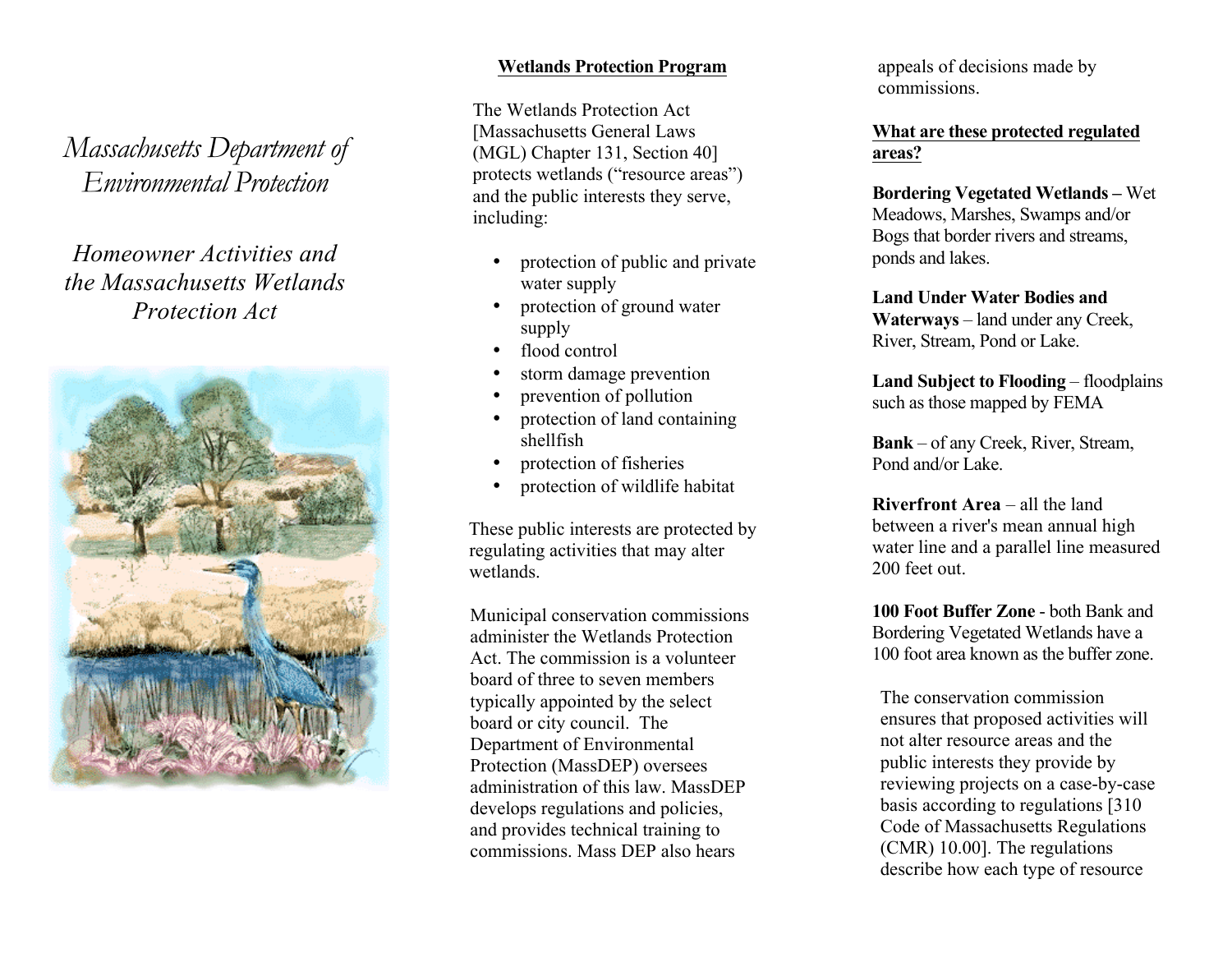*Massachusetts Department of Environmental Protection*

# *Homeowner Activities and the Massachusetts Wetlands Protection Act*

## Wetlands Protection Program

The Wetlands Protection Act [Massachusetts General Laws (MGL) Chapter 131, Section 40] protects wetlands ("resource areas") and the public interests they serve, including:

- protection of public and private water supply
- protection of ground water supply
- flood control
- storm damage prevention
- prevention of pollution
- protection of land containing shellfish
- protection of fisheries
- protection of wildlife habitat

These public interests are protected by regulating activities that may alter wetlands.

Municipal conservation commissions administer the Wetlands Protection Act. The commission is a volunteer board of three to seven members typically appointed by the select board or city council. The Department of Environmental Protection (MassDEP) oversees administration of this law. MassDEP develops regulations and policies, and provides technical training to commissions. Mass DEP also hears appeals of decisions made by commissions.

## What are these protected regulated areas?

**Bordering Vegetated Wetlands –** Wet Meadows, Marshes, Swamps and/or Bogs that border rivers and streams, ponds and lakes.

**Land Under Water Bodies and Waterways** – land under any Creek, River, Stream, Pond or Lake.

**Land Subject to Flooding** – floodplains such as those mapped by FEMA

**Bank** – of any Creek, River, Stream, Pond and/or Lake.

**Riverfront Area** – all the land between a river's mean annual high water line and a parallel line measured 200 feet out.

**100 Foot Buffer Zone** - both Bank and Bordering Vegetated Wetlands have a 100 foot area known as the buffer zone.

The conservation commission ensures that proposed activities will not alter resource areas and the public interests they provide by reviewing projects on a case-by-case basis according to regulations [310 Code of Massachusetts Regulations (CMR) 10.00]. The regulations describe how each type of resource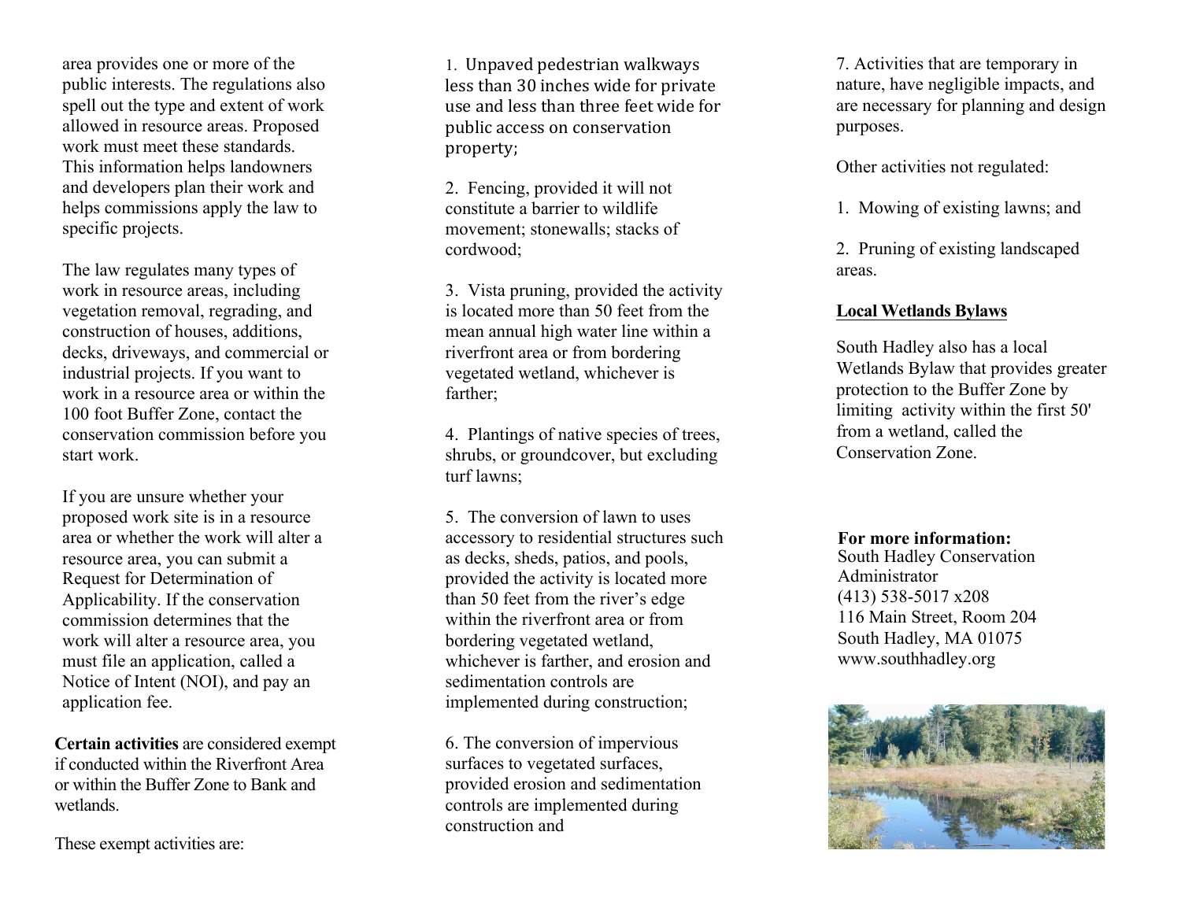area provides one or more of the public interests. The regulations also spell out the type and extent of work allowed in resource areas. Proposed work must meet these standards. This information helps landowners and developers plan their work and helps commissions apply the law to specific projects.

The law regulates many types of work in resource areas, including vegetation removal, regrading, and construction of houses, additions, decks, driveways, and commercial or industrial projects. If you want to work in a resource area or within the 100 foot Buffer Zone, contact the conservation commission before you start work.

If you are unsure whether your proposed work site is in a resource area or whether the work will alter a resource area, you can submit a Request for Determination of Applicability. If the conservation commission determines that the work will alter a resource area, you must file an application, called a Notice of Intent (NOI), and pay an application fee.

**Certain activities** are considered exempt if conducted within the Riverfront Area or within the Buffer Zone to Bank and wetlands.

These exempt activities are:

1. Unpaved pedestrian walkways less than 30 inches wide for private use and less than three feet wide for public access on conservation property;

2. Fencing, provided it will not constitute a barrier to wildlife movement; stonewalls; stacks of cordwood;

3. Vista pruning, provided the activity is located more than 50 feet from the mean annual high water line within a riverfront area or from bordering vegetated wetland, whichever is farther;

4. Plantings of native species of trees, shrubs, or groundcover, but excluding turf lawns;

5. The conversion of lawn to uses accessory to residential structures such as decks, sheds, patios, and pools, provided the activity is located more than 50 feet from the river's edge within the riverfront area or from bordering vegetated wetland, whichever is farther, and erosion and sedimentation controls are implemented during construction;

6. The conversion of impervious surfaces to vegetated surfaces, provided erosion and sedimentation controls are implemented during construction and

7. Activities that are temporary in nature, have negligible impacts, and are necessary for planning and design purposes.

Other activities not regulated:

1. Mowing of existing lawns; and

2. Pruning of existing landscaped areas.

## Local Wetlands Bylaws

South Hadley also has a local Wetlands Bylaw that provides greater protection to the Buffer Zone by limiting activity within the first 50' from a wetland, called the Conservation Zone.

**For more information:**
South Hadley Conservation Administrator
(413) 538-5017 x208
116 Main Street, Room 204
South Hadley, MA 01075
www.southhadley.org